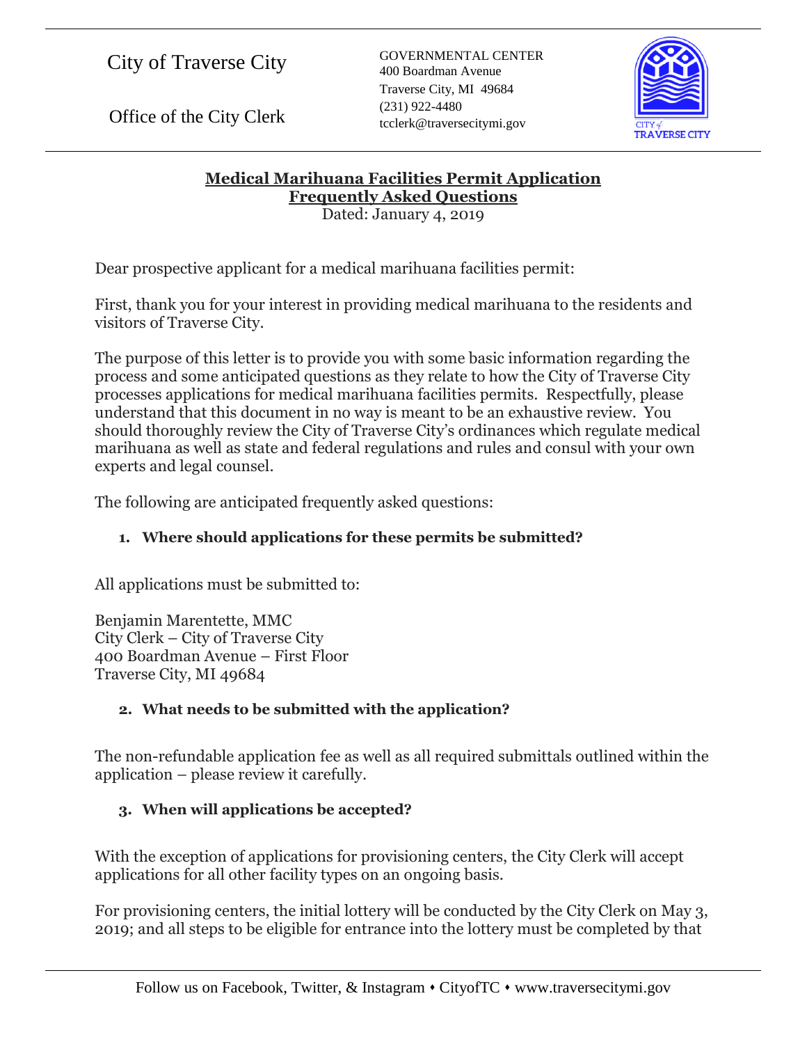City of Traverse City

Office of the City Clerk

GOVERNMENTAL CENTER
400 Boardman Avenue
Traverse City, MI 49684
(231) 922-4480
tcclerk@traversecitymi.gov

# Medical Marihuana Facilities Permit Application Frequently Asked Questions

Dated: January 4, 2019

Dear prospective applicant for a medical marihuana facilities permit:

First, thank you for your interest in providing medical marihuana to the residents and visitors of Traverse City.

The purpose of this letter is to provide you with some basic information regarding the process and some anticipated questions as they relate to how the City of Traverse City processes applications for medical marihuana facilities permits. Respectfully, please understand that this document in no way is meant to be an exhaustive review. You should thoroughly review the City of Traverse City's ordinances which regulate medical marihuana as well as state and federal regulations and rules and consul with your own experts and legal counsel.

The following are anticipated frequently asked questions:

**1. Where should applications for these permits be submitted?**

All applications must be submitted to:

Benjamin Marentette, MMC
City Clerk – City of Traverse City
400 Boardman Avenue – First Floor
Traverse City, MI 49684

**2. What needs to be submitted with the application?**

The non-refundable application fee as well as all required submittals outlined within the application – please review it carefully.

**3. When will applications be accepted?**

With the exception of applications for provisioning centers, the City Clerk will accept applications for all other facility types on an ongoing basis.

For provisioning centers, the initial lottery will be conducted by the City Clerk on May 3, 2019; and all steps to be eligible for entrance into the lottery must be completed by that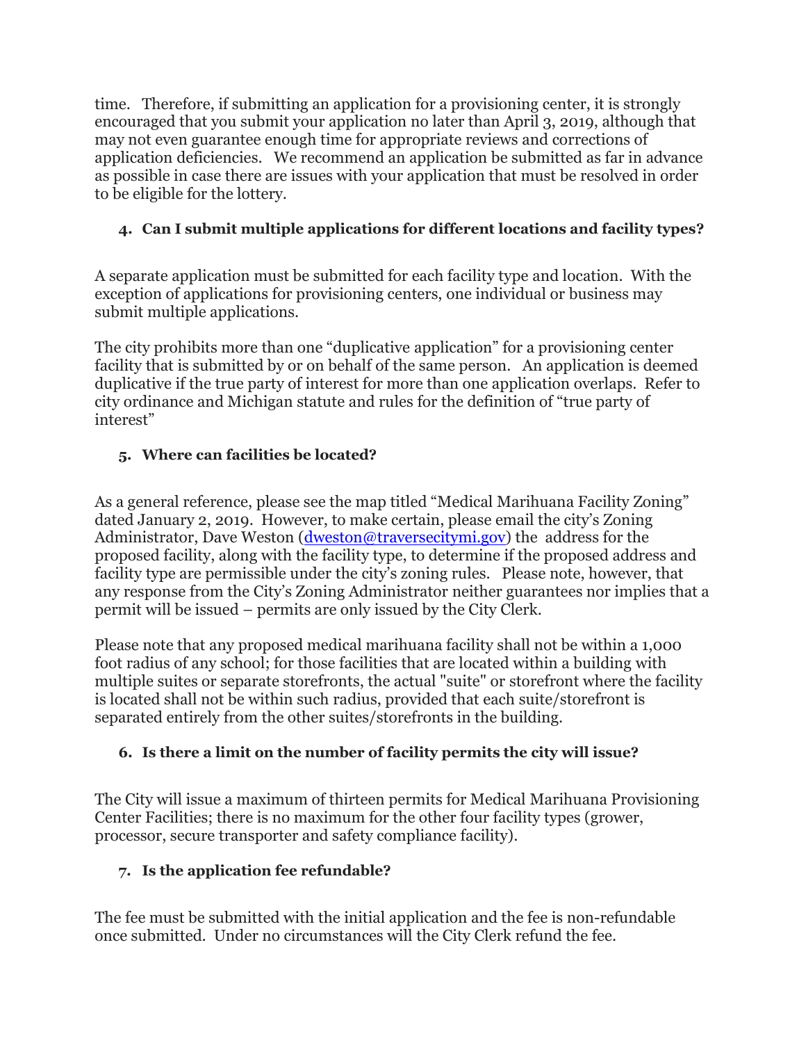time. Therefore, if submitting an application for a provisioning center, it is strongly encouraged that you submit your application no later than April 3, 2019, although that may not even guarantee enough time for appropriate reviews and corrections of application deficiencies. We recommend an application be submitted as far in advance as possible in case there are issues with your application that must be resolved in order to be eligible for the lottery.

4. **Can I submit multiple applications for different locations and facility types?**

A separate application must be submitted for each facility type and location. With the exception of applications for provisioning centers, one individual or business may submit multiple applications.

The city prohibits more than one "duplicative application" for a provisioning center facility that is submitted by or on behalf of the same person. An application is deemed duplicative if the true party of interest for more than one application overlaps. Refer to city ordinance and Michigan statute and rules for the definition of "true party of interest"

5. **Where can facilities be located?**

As a general reference, please see the map titled "Medical Marihuana Facility Zoning" dated January 2, 2019. However, to make certain, please email the city's Zoning Administrator, Dave Weston (dweston@traversecitymi.gov) the address for the proposed facility, along with the facility type, to determine if the proposed address and facility type are permissible under the city's zoning rules. Please note, however, that any response from the City's Zoning Administrator neither guarantees nor implies that a permit will be issued – permits are only issued by the City Clerk.

Please note that any proposed medical marihuana facility shall not be within a 1,000 foot radius of any school; for those facilities that are located within a building with multiple suites or separate storefronts, the actual "suite" or storefront where the facility is located shall not be within such radius, provided that each suite/storefront is separated entirely from the other suites/storefronts in the building.

6. **Is there a limit on the number of facility permits the city will issue?**

The City will issue a maximum of thirteen permits for Medical Marihuana Provisioning Center Facilities; there is no maximum for the other four facility types (grower, processor, secure transporter and safety compliance facility).

7. **Is the application fee refundable?**

The fee must be submitted with the initial application and the fee is non-refundable once submitted. Under no circumstances will the City Clerk refund the fee.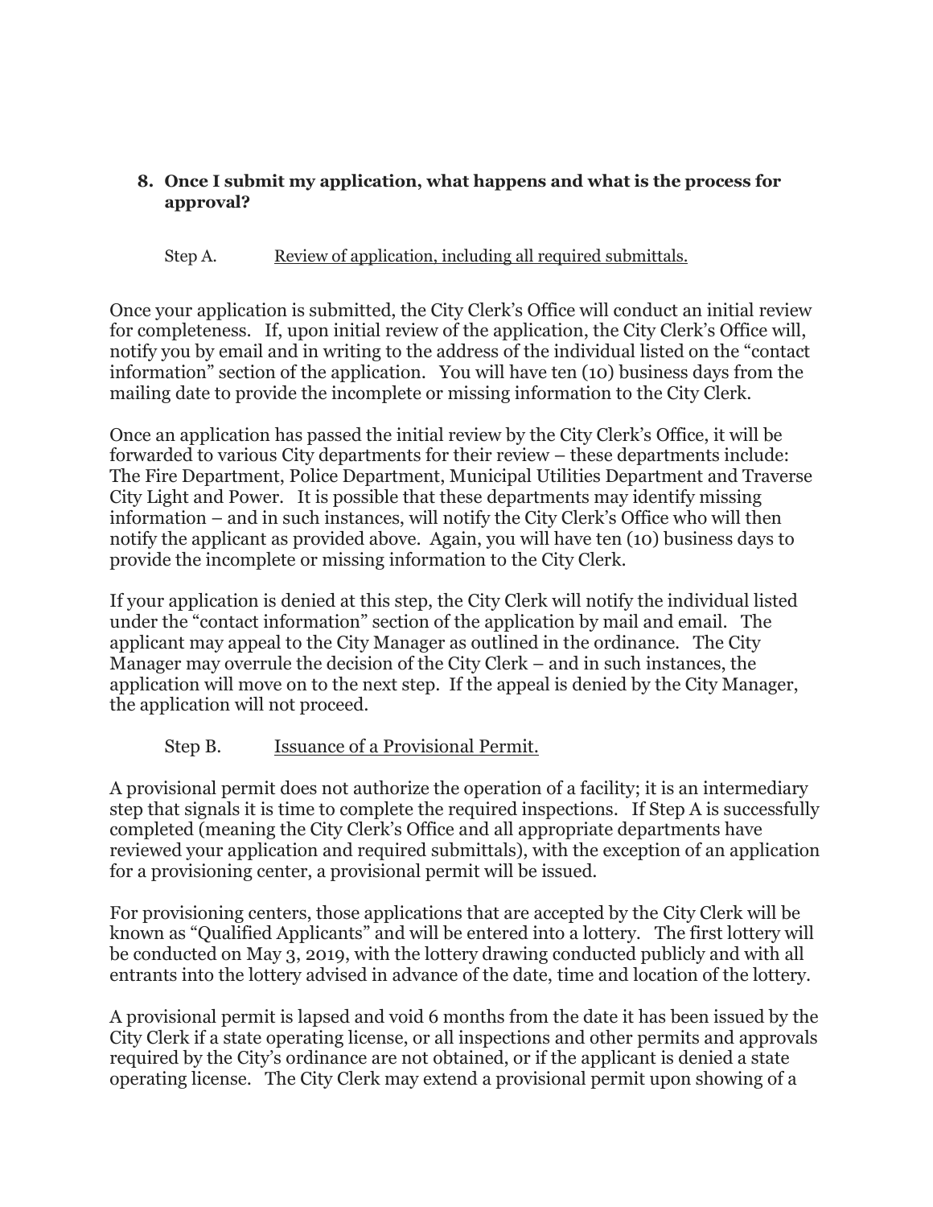**8. Once I submit my application, what happens and what is the process for approval?**

Step A. Review of application, including all required submittals.

Once your application is submitted, the City Clerk's Office will conduct an initial review for completeness. If, upon initial review of the application, the City Clerk's Office will, notify you by email and in writing to the address of the individual listed on the "contact information" section of the application. You will have ten (10) business days from the mailing date to provide the incomplete or missing information to the City Clerk.

Once an application has passed the initial review by the City Clerk's Office, it will be forwarded to various City departments for their review – these departments include: The Fire Department, Police Department, Municipal Utilities Department and Traverse City Light and Power. It is possible that these departments may identify missing information – and in such instances, will notify the City Clerk's Office who will then notify the applicant as provided above. Again, you will have ten (10) business days to provide the incomplete or missing information to the City Clerk.

If your application is denied at this step, the City Clerk will notify the individual listed under the "contact information" section of the application by mail and email. The applicant may appeal to the City Manager as outlined in the ordinance. The City Manager may overrule the decision of the City Clerk – and in such instances, the application will move on to the next step. If the appeal is denied by the City Manager, the application will not proceed.

Step B. Issuance of a Provisional Permit.

A provisional permit does not authorize the operation of a facility; it is an intermediary step that signals it is time to complete the required inspections. If Step A is successfully completed (meaning the City Clerk's Office and all appropriate departments have reviewed your application and required submittals), with the exception of an application for a provisioning center, a provisional permit will be issued.

For provisioning centers, those applications that are accepted by the City Clerk will be known as "Qualified Applicants" and will be entered into a lottery. The first lottery will be conducted on May 3, 2019, with the lottery drawing conducted publicly and with all entrants into the lottery advised in advance of the date, time and location of the lottery.

A provisional permit is lapsed and void 6 months from the date it has been issued by the City Clerk if a state operating license, or all inspections and other permits and approvals required by the City's ordinance are not obtained, or if the applicant is denied a state operating license. The City Clerk may extend a provisional permit upon showing of a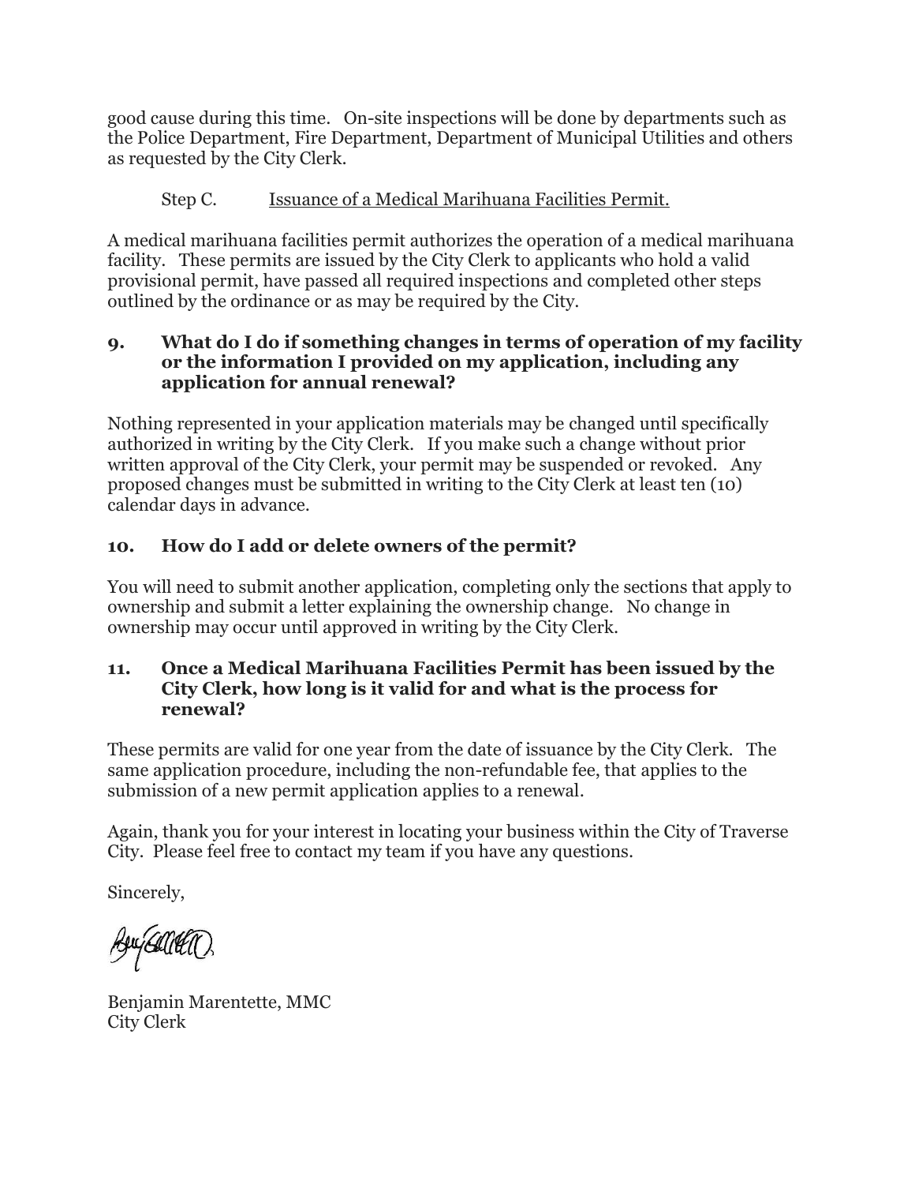good cause during this time. On-site inspections will be done by departments such as the Police Department, Fire Department, Department of Municipal Utilities and others as requested by the City Clerk.

Step C. Issuance of a Medical Marihuana Facilities Permit.

A medical marihuana facilities permit authorizes the operation of a medical marihuana facility. These permits are issued by the City Clerk to applicants who hold a valid provisional permit, have passed all required inspections and completed other steps outlined by the ordinance or as may be required by the City.

**9. What do I do if something changes in terms of operation of my facility or the information I provided on my application, including any application for annual renewal?**

Nothing represented in your application materials may be changed until specifically authorized in writing by the City Clerk. If you make such a change without prior written approval of the City Clerk, your permit may be suspended or revoked. Any proposed changes must be submitted in writing to the City Clerk at least ten (10) calendar days in advance.

**10. How do I add or delete owners of the permit?**

You will need to submit another application, completing only the sections that apply to ownership and submit a letter explaining the ownership change. No change in ownership may occur until approved in writing by the City Clerk.

**11. Once a Medical Marihuana Facilities Permit has been issued by the City Clerk, how long is it valid for and what is the process for renewal?**

These permits are valid for one year from the date of issuance by the City Clerk. The same application procedure, including the non-refundable fee, that applies to the submission of a new permit application applies to a renewal.

Again, thank you for your interest in locating your business within the City of Traverse City. Please feel free to contact my team if you have any questions.

Sincerely,

Benjamin Marentette, MMC
City Clerk